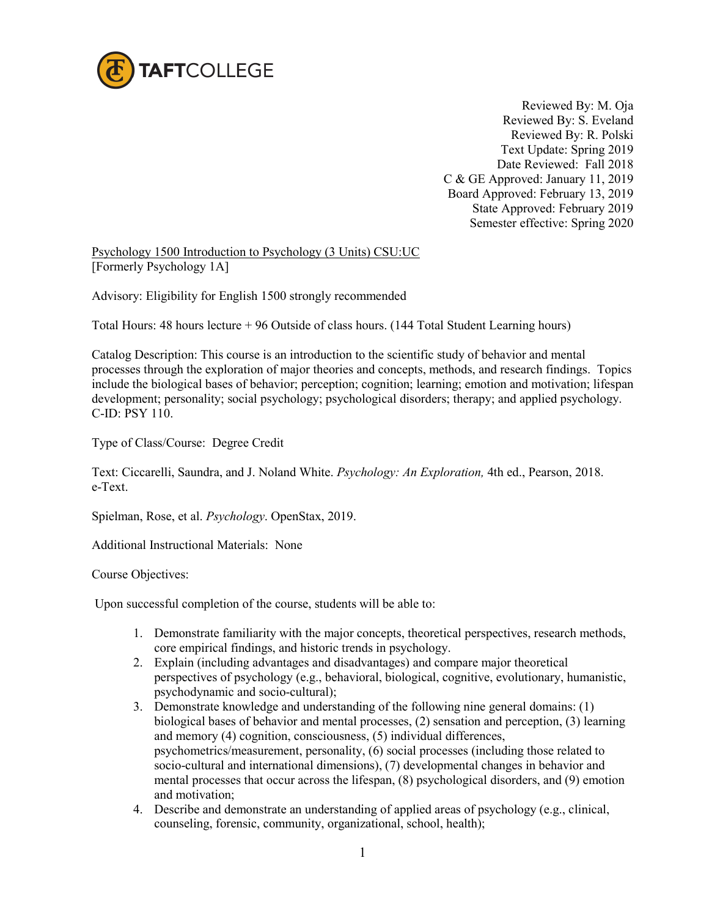TAFTCOLLEGE

Reviewed By: M. Oja
Reviewed By: S. Eveland
Reviewed By: R. Polski
Text Update: Spring 2019
Date Reviewed: Fall 2018
C & GE Approved: January 11, 2019
Board Approved: February 13, 2019
State Approved: February 2019
Semester effective: Spring 2020

Psychology 1500 Introduction to Psychology (3 Units) CSU:UC
[Formerly Psychology 1A]

Advisory: Eligibility for English 1500 strongly recommended

Total Hours: 48 hours lecture + 96 Outside of class hours. (144 Total Student Learning hours)

Catalog Description: This course is an introduction to the scientific study of behavior and mental processes through the exploration of major theories and concepts, methods, and research findings. Topics include the biological bases of behavior; perception; cognition; learning; emotion and motivation; lifespan development; personality; social psychology; psychological disorders; therapy; and applied psychology. C-ID: PSY 110.

Type of Class/Course: Degree Credit

Text: Ciccarelli, Saundra, and J. Noland White. *Psychology: An Exploration,* 4th ed., Pearson, 2018. e-Text.

Spielman, Rose, et al. *Psychology*. OpenStax, 2019.

Additional Instructional Materials: None

Course Objectives:

Upon successful completion of the course, students will be able to:

1. Demonstrate familiarity with the major concepts, theoretical perspectives, research methods, core empirical findings, and historic trends in psychology.
2. Explain (including advantages and disadvantages) and compare major theoretical perspectives of psychology (e.g., behavioral, biological, cognitive, evolutionary, humanistic, psychodynamic and socio-cultural);
3. Demonstrate knowledge and understanding of the following nine general domains: (1) biological bases of behavior and mental processes, (2) sensation and perception, (3) learning and memory (4) cognition, consciousness, (5) individual differences, psychometrics/measurement, personality, (6) social processes (including those related to socio-cultural and international dimensions), (7) developmental changes in behavior and mental processes that occur across the lifespan, (8) psychological disorders, and (9) emotion and motivation;
4. Describe and demonstrate an understanding of applied areas of psychology (e.g., clinical, counseling, forensic, community, organizational, school, health);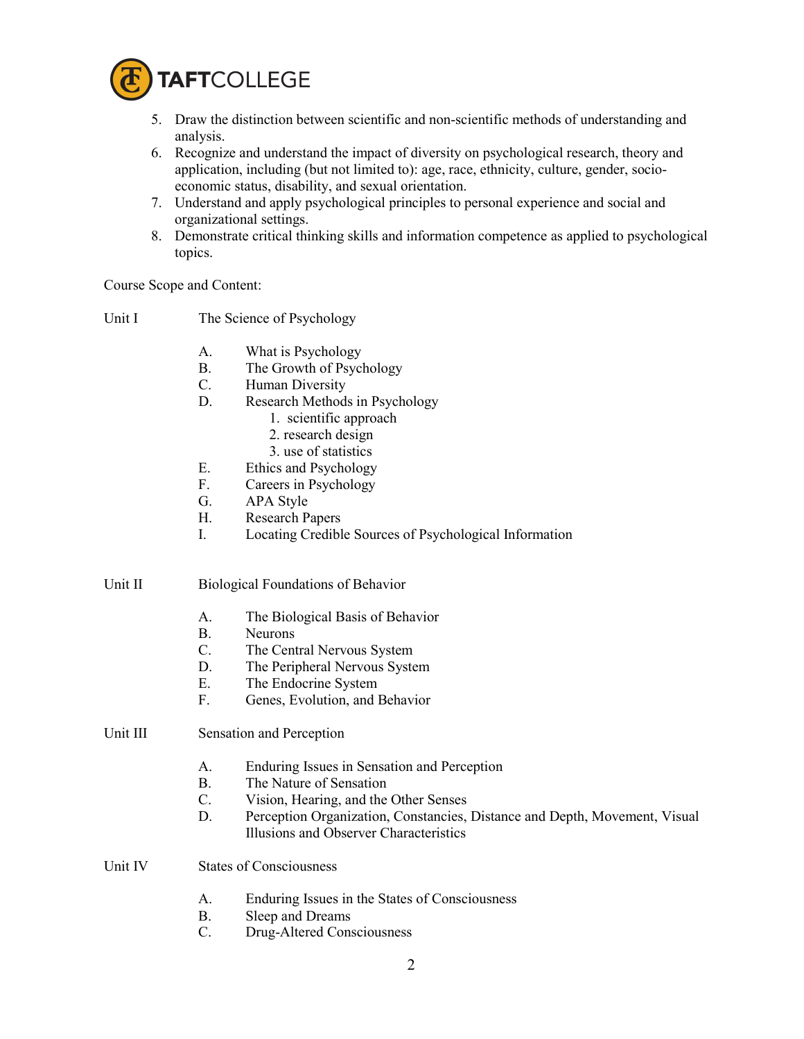5. Draw the distinction between scientific and non-scientific methods of understanding and analysis.
6. Recognize and understand the impact of diversity on psychological research, theory and application, including (but not limited to): age, race, ethnicity, culture, gender, socio-economic status, disability, and sexual orientation.
7. Understand and apply psychological principles to personal experience and social and organizational settings.
8. Demonstrate critical thinking skills and information competence as applied to psychological topics.

Course Scope and Content:

Unit I The Science of Psychology

- A. What is Psychology
- B. The Growth of Psychology
- C. Human Diversity
- D. Research Methods in Psychology
  1. scientific approach
  2. research design
  3. use of statistics
- E. Ethics and Psychology
- F. Careers in Psychology
- G. APA Style
- H. Research Papers
- I. Locating Credible Sources of Psychological Information

Unit II Biological Foundations of Behavior

- A. The Biological Basis of Behavior
- B. Neurons
- C. The Central Nervous System
- D. The Peripheral Nervous System
- E. The Endocrine System
- F. Genes, Evolution, and Behavior

Unit III Sensation and Perception

- A. Enduring Issues in Sensation and Perception
- B. The Nature of Sensation
- C. Vision, Hearing, and the Other Senses
- D. Perception Organization, Constancies, Distance and Depth, Movement, Visual Illusions and Observer Characteristics

Unit IV States of Consciousness

- A. Enduring Issues in the States of Consciousness
- B. Sleep and Dreams
- C. Drug-Altered Consciousness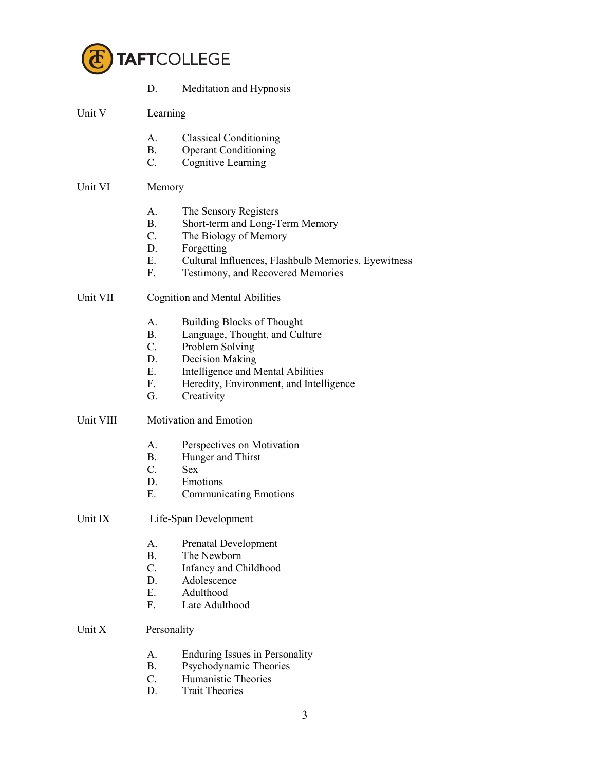D. Meditation and Hypnosis

Unit V Learning

A. Classical Conditioning
B. Operant Conditioning
C. Cognitive Learning

Unit VI Memory

A. The Sensory Registers
B. Short-term and Long-Term Memory
C. The Biology of Memory
D. Forgetting
E. Cultural Influences, Flashbulb Memories, Eyewitness
F. Testimony, and Recovered Memories

Unit VII Cognition and Mental Abilities

A. Building Blocks of Thought
B. Language, Thought, and Culture
C. Problem Solving
D. Decision Making
E. Intelligence and Mental Abilities
F. Heredity, Environment, and Intelligence
G. Creativity

Unit VIII Motivation and Emotion

A. Perspectives on Motivation
B. Hunger and Thirst
C. Sex
D. Emotions
E. Communicating Emotions

Unit IX Life-Span Development

A. Prenatal Development
B. The Newborn
C. Infancy and Childhood
D. Adolescence
E. Adulthood
F. Late Adulthood

Unit X Personality

A. Enduring Issues in Personality
B. Psychodynamic Theories
C. Humanistic Theories
D. Trait Theories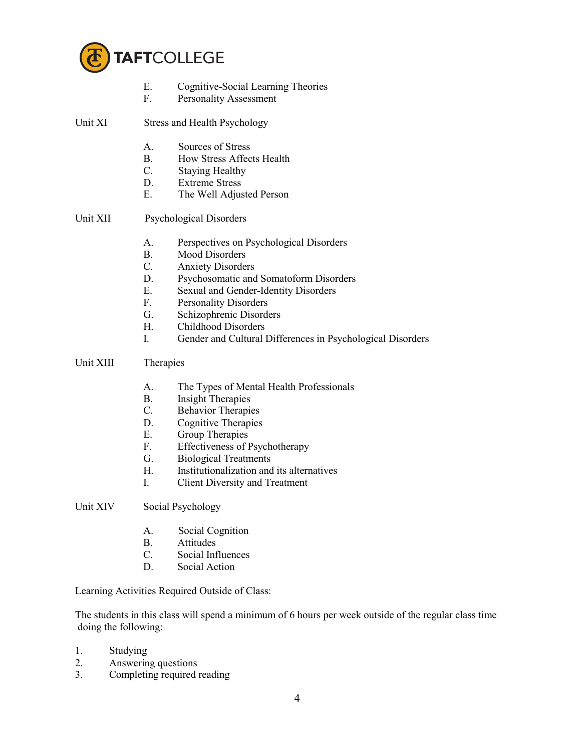E. Cognitive-Social Learning Theories
F. Personality Assessment

Unit XI Stress and Health Psychology

A. Sources of Stress
B. How Stress Affects Health
C. Staying Healthy
D. Extreme Stress
E. The Well Adjusted Person

Unit XII Psychological Disorders

A. Perspectives on Psychological Disorders
B. Mood Disorders
C. Anxiety Disorders
D. Psychosomatic and Somatoform Disorders
E. Sexual and Gender-Identity Disorders
F. Personality Disorders
G. Schizophrenic Disorders
H. Childhood Disorders
I. Gender and Cultural Differences in Psychological Disorders

Unit XIII Therapies

A. The Types of Mental Health Professionals
B. Insight Therapies
C. Behavior Therapies
D. Cognitive Therapies
E. Group Therapies
F. Effectiveness of Psychotherapy
G. Biological Treatments
H. Institutionalization and its alternatives
I. Client Diversity and Treatment

Unit XIV Social Psychology

A. Social Cognition
B. Attitudes
C. Social Influences
D. Social Action

Learning Activities Required Outside of Class:

The students in this class will spend a minimum of 6 hours per week outside of the regular class time doing the following:

1. Studying
2. Answering questions
3. Completing required reading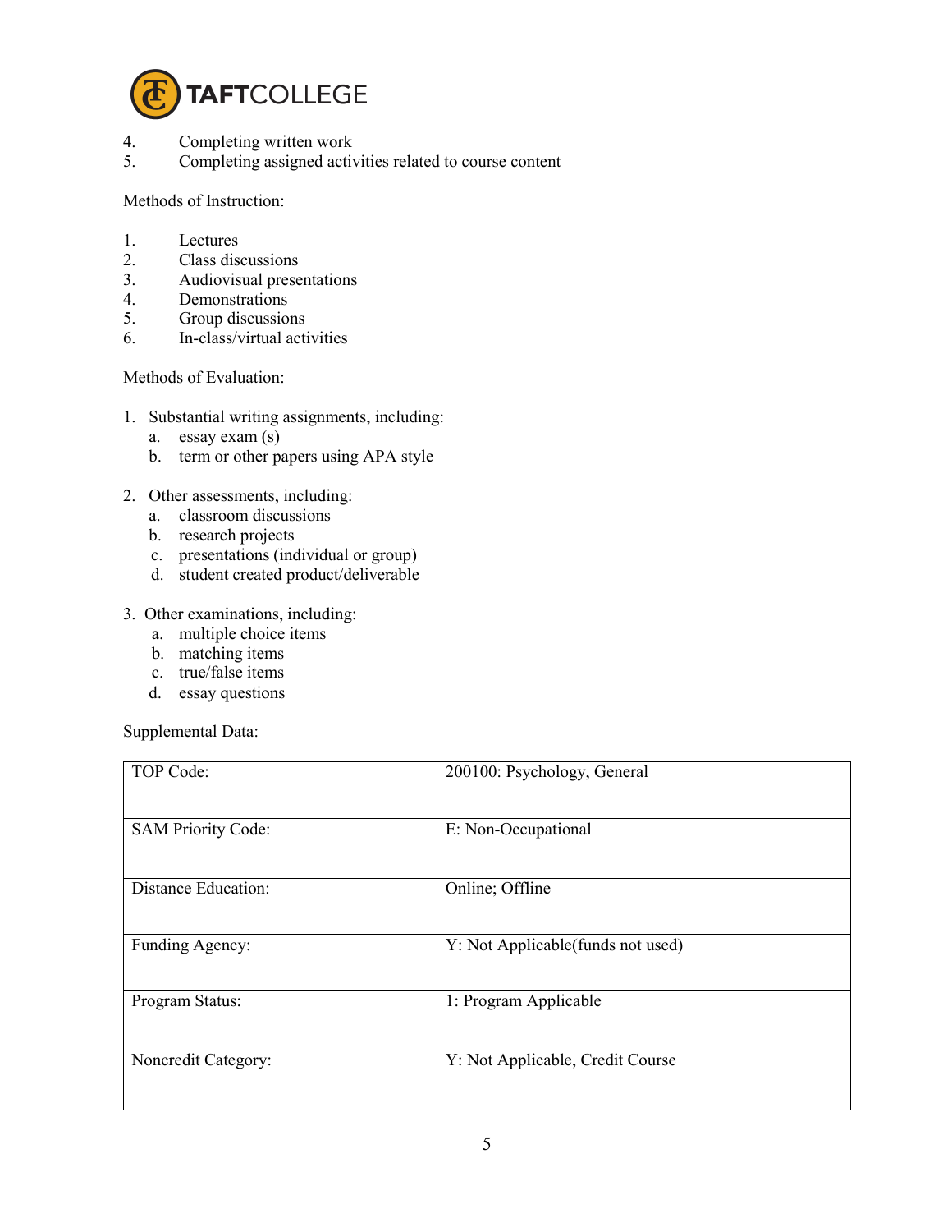4. Completing written work
5. Completing assigned activities related to course content

Methods of Instruction:

1. Lectures
2. Class discussions
3. Audiovisual presentations
4. Demonstrations
5. Group discussions
6. In-class/virtual activities

Methods of Evaluation:

1. Substantial writing assignments, including:
   a. essay exam (s)
   b. term or other papers using APA style

2. Other assessments, including:
   a. classroom discussions
   b. research projects
   c. presentations (individual or group)
   d. student created product/deliverable

3. Other examinations, including:
   a. multiple choice items
   b. matching items
   c. true/false items
   d. essay questions

Supplemental Data:

| | |
|---|---|
| TOP Code: | 200100: Psychology, General |
| SAM Priority Code: | E: Non-Occupational |
| Distance Education: | Online; Offline |
| Funding Agency: | Y: Not Applicable(funds not used) |
| Program Status: | 1: Program Applicable |
| Noncredit Category: | Y: Not Applicable, Credit Course |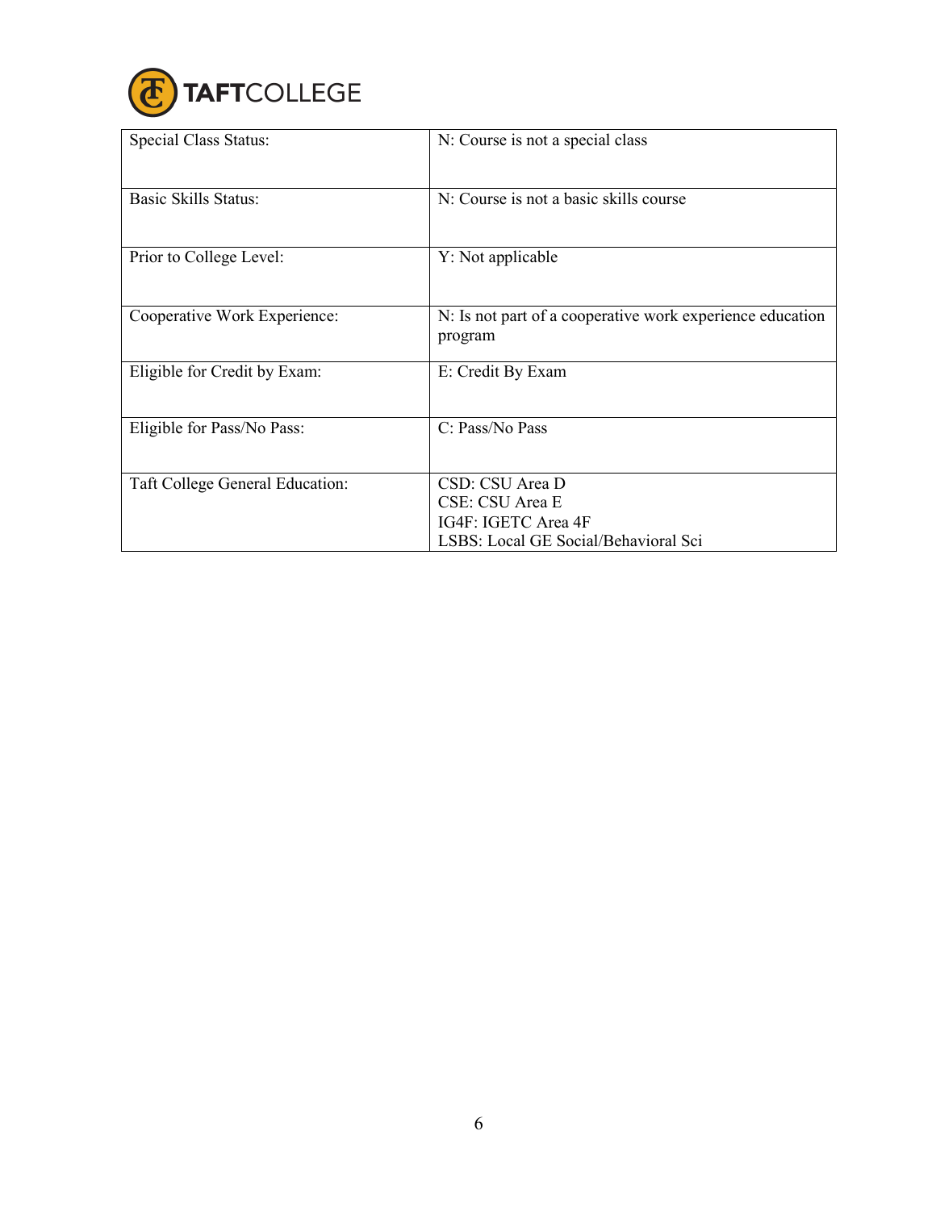| | |
|---|---|
| Special Class Status: | N: Course is not a special class |
| Basic Skills Status: | N: Course is not a basic skills course |
| Prior to College Level: | Y: Not applicable |
| Cooperative Work Experience: | N: Is not part of a cooperative work experience education program |
| Eligible for Credit by Exam: | E: Credit By Exam |
| Eligible for Pass/No Pass: | C: Pass/No Pass |
| Taft College General Education: | CSD: CSU Area D<br>CSE: CSU Area E<br>IG4F: IGETC Area 4F<br>LSBS: Local GE Social/Behavioral Sci |